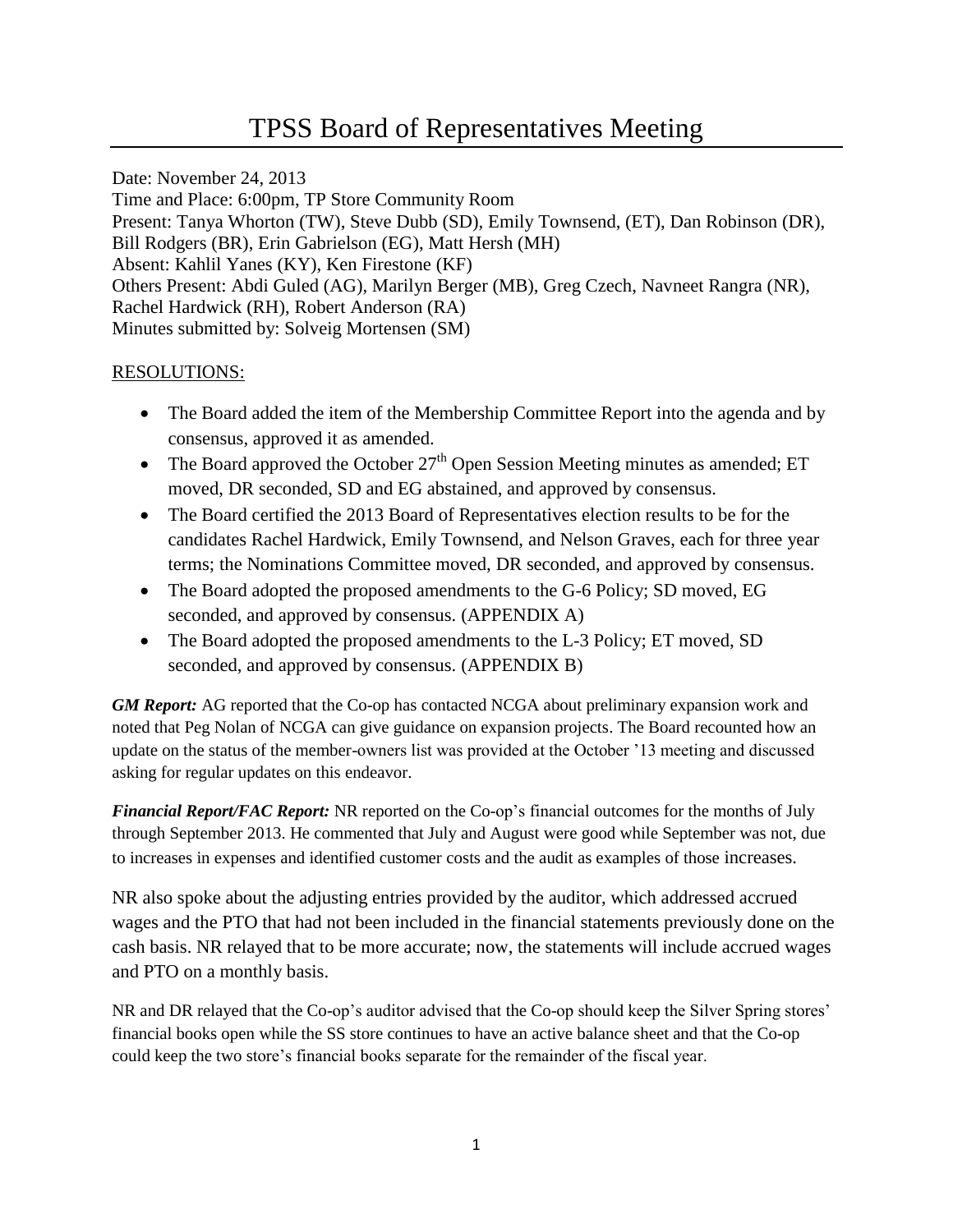# TPSS Board of Representatives Meeting

Date: November 24, 2013
Time and Place: 6:00pm, TP Store Community Room
Present: Tanya Whorton (TW), Steve Dubb (SD), Emily Townsend, (ET), Dan Robinson (DR), Bill Rodgers (BR), Erin Gabrielson (EG), Matt Hersh (MH)
Absent: Kahlil Yanes (KY), Ken Firestone (KF)
Others Present: Abdi Guled (AG), Marilyn Berger (MB), Greg Czech, Navneet Rangra (NR), Rachel Hardwick (RH), Robert Anderson (RA)
Minutes submitted by: Solveig Mortensen (SM)

RESOLUTIONS:

- The Board added the item of the Membership Committee Report into the agenda and by consensus, approved it as amended.
- The Board approved the October 27th Open Session Meeting minutes as amended; ET moved, DR seconded, SD and EG abstained, and approved by consensus.
- The Board certified the 2013 Board of Representatives election results to be for the candidates Rachel Hardwick, Emily Townsend, and Nelson Graves, each for three year terms; the Nominations Committee moved, DR seconded, and approved by consensus.
- The Board adopted the proposed amendments to the G-6 Policy; SD moved, EG seconded, and approved by consensus. (APPENDIX A)
- The Board adopted the proposed amendments to the L-3 Policy; ET moved, SD seconded, and approved by consensus. (APPENDIX B)

***GM Report:*** AG reported that the Co-op has contacted NCGA about preliminary expansion work and noted that Peg Nolan of NCGA can give guidance on expansion projects. The Board recounted how an update on the status of the member-owners list was provided at the October '13 meeting and discussed asking for regular updates on this endeavor.

***Financial Report/FAC Report:*** NR reported on the Co-op's financial outcomes for the months of July through September 2013. He commented that July and August were good while September was not, due to increases in expenses and identified customer costs and the audit as examples of those increases.

NR also spoke about the adjusting entries provided by the auditor, which addressed accrued wages and the PTO that had not been included in the financial statements previously done on the cash basis. NR relayed that to be more accurate; now, the statements will include accrued wages and PTO on a monthly basis.

NR and DR relayed that the Co-op's auditor advised that the Co-op should keep the Silver Spring stores' financial books open while the SS store continues to have an active balance sheet and that the Co-op could keep the two store's financial books separate for the remainder of the fiscal year.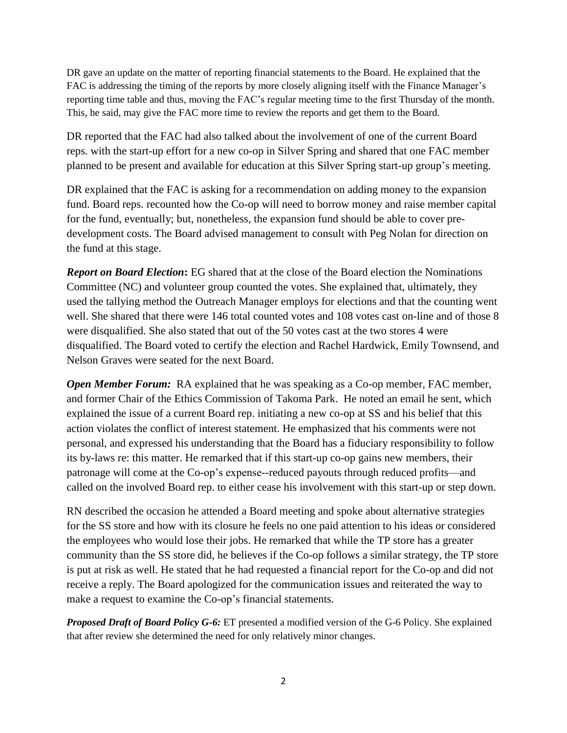DR gave an update on the matter of reporting financial statements to the Board. He explained that the FAC is addressing the timing of the reports by more closely aligning itself with the Finance Manager's reporting time table and thus, moving the FAC's regular meeting time to the first Thursday of the month. This, he said, may give the FAC more time to review the reports and get them to the Board.

DR reported that the FAC had also talked about the involvement of one of the current Board reps. with the start-up effort for a new co-op in Silver Spring and shared that one FAC member planned to be present and available for education at this Silver Spring start-up group's meeting.

DR explained that the FAC is asking for a recommendation on adding money to the expansion fund. Board reps. recounted how the Co-op will need to borrow money and raise member capital for the fund, eventually; but, nonetheless, the expansion fund should be able to cover pre-development costs. The Board advised management to consult with Peg Nolan for direction on the fund at this stage.

***Report on Board Election*:** EG shared that at the close of the Board election the Nominations Committee (NC) and volunteer group counted the votes. She explained that, ultimately, they used the tallying method the Outreach Manager employs for elections and that the counting went well. She shared that there were 146 total counted votes and 108 votes cast on-line and of those 8 were disqualified. She also stated that out of the 50 votes cast at the two stores 4 were disqualified. The Board voted to certify the election and Rachel Hardwick, Emily Townsend, and Nelson Graves were seated for the next Board.

***Open Member Forum:*** RA explained that he was speaking as a Co-op member, FAC member, and former Chair of the Ethics Commission of Takoma Park. He noted an email he sent, which explained the issue of a current Board rep. initiating a new co-op at SS and his belief that this action violates the conflict of interest statement. He emphasized that his comments were not personal, and expressed his understanding that the Board has a fiduciary responsibility to follow its by-laws re: this matter. He remarked that if this start-up co-op gains new members, their patronage will come at the Co-op's expense--reduced payouts through reduced profits—and called on the involved Board rep. to either cease his involvement with this start-up or step down.

RN described the occasion he attended a Board meeting and spoke about alternative strategies for the SS store and how with its closure he feels no one paid attention to his ideas or considered the employees who would lose their jobs. He remarked that while the TP store has a greater community than the SS store did, he believes if the Co-op follows a similar strategy, the TP store is put at risk as well. He stated that he had requested a financial report for the Co-op and did not receive a reply. The Board apologized for the communication issues and reiterated the way to make a request to examine the Co-op's financial statements.

***Proposed Draft of Board Policy G-6:*** ET presented a modified version of the G-6 Policy. She explained that after review she determined the need for only relatively minor changes.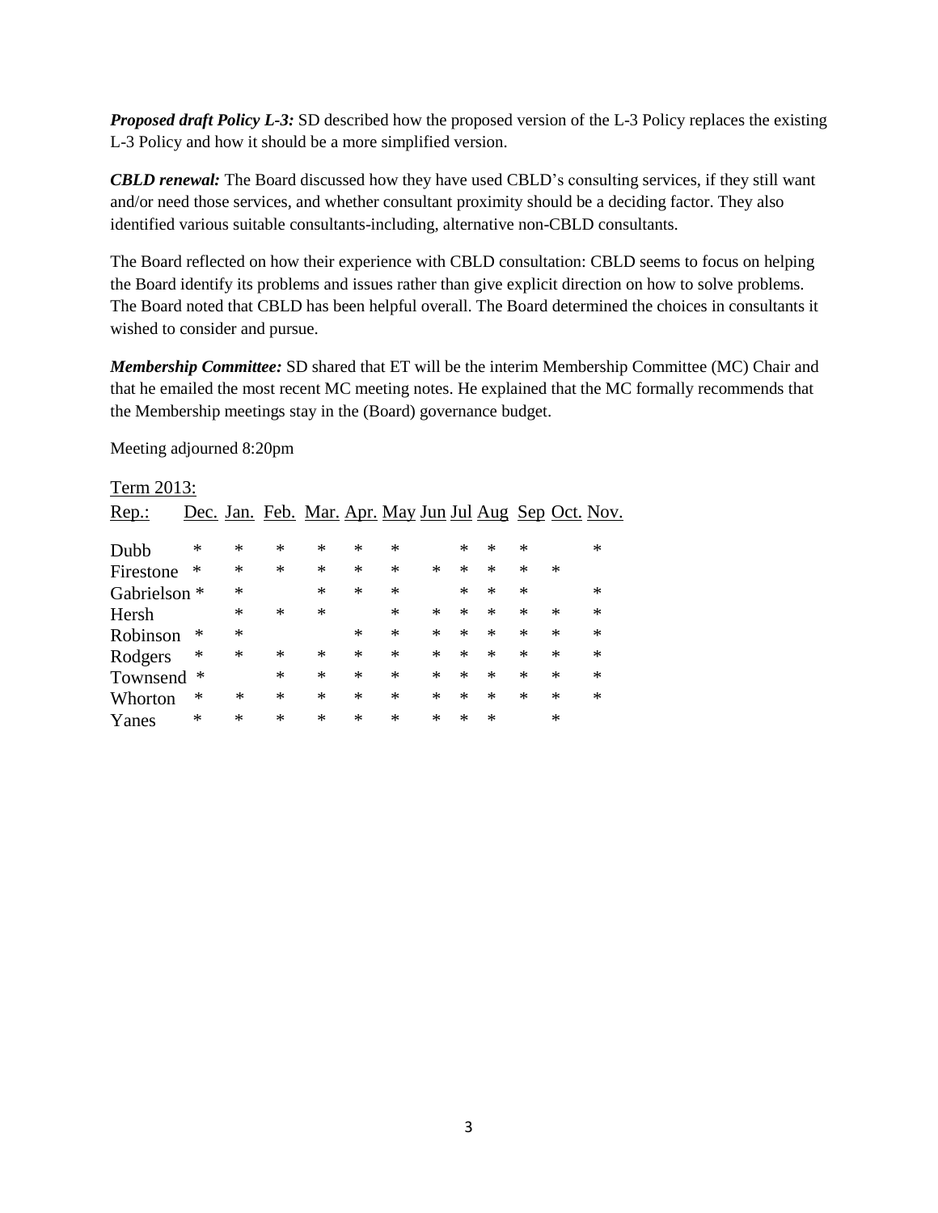***Proposed draft Policy L-3:*** SD described how the proposed version of the L-3 Policy replaces the existing L-3 Policy and how it should be a more simplified version.

***CBLD renewal:*** The Board discussed how they have used CBLD's consulting services, if they still want and/or need those services, and whether consultant proximity should be a deciding factor. They also identified various suitable consultants-including, alternative non-CBLD consultants.

The Board reflected on how their experience with CBLD consultation: CBLD seems to focus on helping the Board identify its problems and issues rather than give explicit direction on how to solve problems. The Board noted that CBLD has been helpful overall. The Board determined the choices in consultants it wished to consider and pursue.

***Membership Committee:*** SD shared that ET will be the interim Membership Committee (MC) Chair and that he emailed the most recent MC meeting notes. He explained that the MC formally recommends that the Membership meetings stay in the (Board) governance budget.

Meeting adjourned 8:20pm

Term 2013:

| Rep.: | Dec. | Jan. | Feb. | Mar. | Apr. | May | Jun | Jul | Aug | Sep | Oct. | Nov. |
|---|---|---|---|---|---|---|---|---|---|---|---|---|
| Dubb | * | * | * | * | * | * | | * | * | * | | * |
| Firestone | * | * | * | * | * | * | * | * | * | * | * | |
| Gabrielson | * | * | | * | * | * | | * | * | * | | * |
| Hersh | | * | * | * | | * | * | * | * | * | * | * |
| Robinson | * | * | | | * | * | * | * | * | * | * | * |
| Rodgers | * | * | * | * | * | * | * | * | * | * | * | * |
| Townsend | * | | * | * | * | * | * | * | * | * | * | * |
| Whorton | * | * | * | * | * | * | * | * | * | * | * | * |
| Yanes | * | * | * | * | * | * | * | * | * | | * | |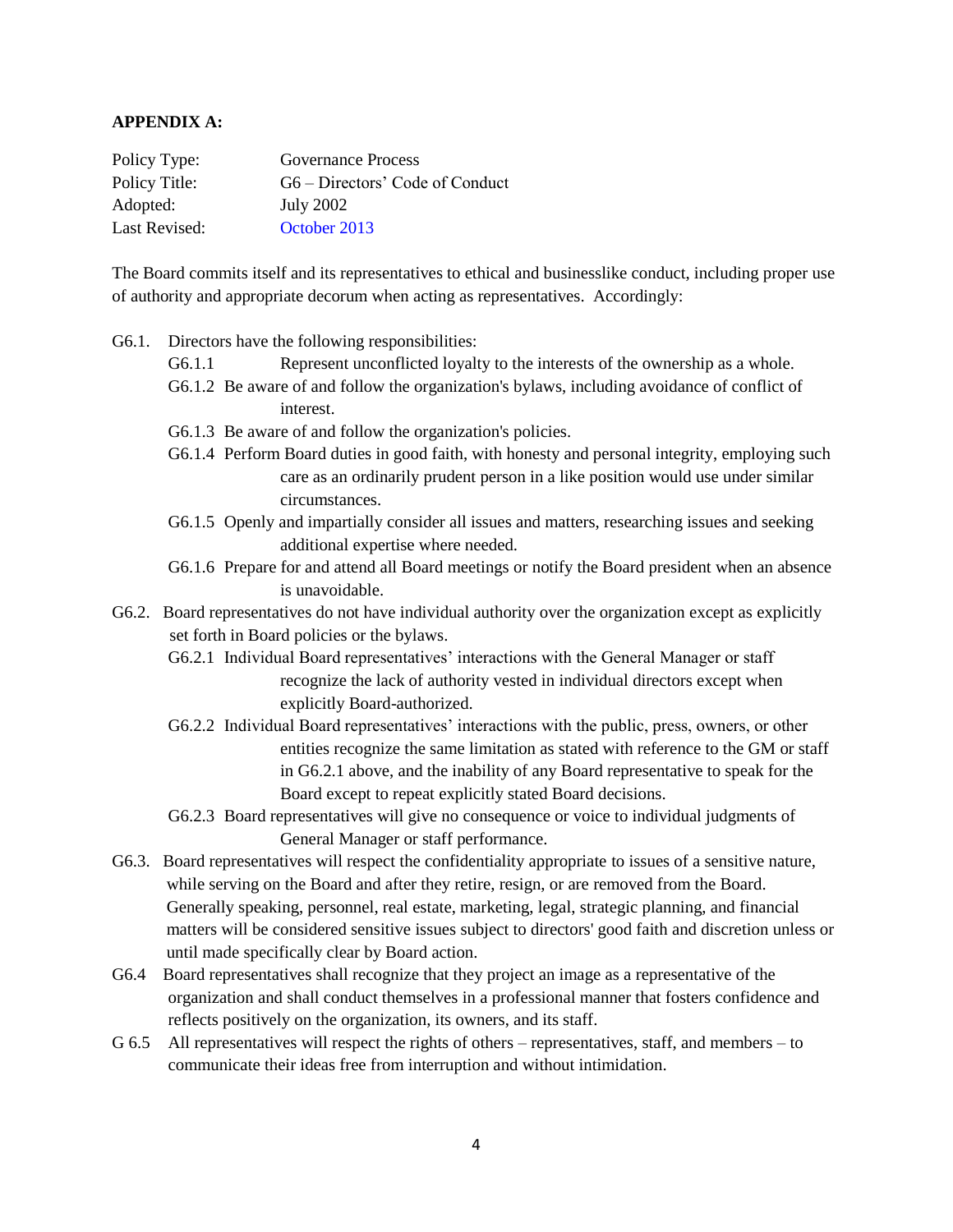**APPENDIX A:**

Policy Type: Governance Process
Policy Title: G6 – Directors' Code of Conduct
Adopted: July 2002
Last Revised: October 2013

The Board commits itself and its representatives to ethical and businesslike conduct, including proper use of authority and appropriate decorum when acting as representatives. Accordingly:

- G6.1. Directors have the following responsibilities:
  - G6.1.1 Represent unconflicted loyalty to the interests of the ownership as a whole.
  - G6.1.2 Be aware of and follow the organization's bylaws, including avoidance of conflict of interest.
  - G6.1.3 Be aware of and follow the organization's policies.
  - G6.1.4 Perform Board duties in good faith, with honesty and personal integrity, employing such care as an ordinarily prudent person in a like position would use under similar circumstances.
  - G6.1.5 Openly and impartially consider all issues and matters, researching issues and seeking additional expertise where needed.
  - G6.1.6 Prepare for and attend all Board meetings or notify the Board president when an absence is unavoidable.
- G6.2. Board representatives do not have individual authority over the organization except as explicitly set forth in Board policies or the bylaws.
  - G6.2.1 Individual Board representatives' interactions with the General Manager or staff recognize the lack of authority vested in individual directors except when explicitly Board-authorized.
  - G6.2.2 Individual Board representatives' interactions with the public, press, owners, or other entities recognize the same limitation as stated with reference to the GM or staff in G6.2.1 above, and the inability of any Board representative to speak for the Board except to repeat explicitly stated Board decisions.
  - G6.2.3 Board representatives will give no consequence or voice to individual judgments of General Manager or staff performance.
- G6.3. Board representatives will respect the confidentiality appropriate to issues of a sensitive nature, while serving on the Board and after they retire, resign, or are removed from the Board. Generally speaking, personnel, real estate, marketing, legal, strategic planning, and financial matters will be considered sensitive issues subject to directors' good faith and discretion unless or until made specifically clear by Board action.
- G6.4 Board representatives shall recognize that they project an image as a representative of the organization and shall conduct themselves in a professional manner that fosters confidence and reflects positively on the organization, its owners, and its staff.
- G 6.5 All representatives will respect the rights of others – representatives, staff, and members – to communicate their ideas free from interruption and without intimidation.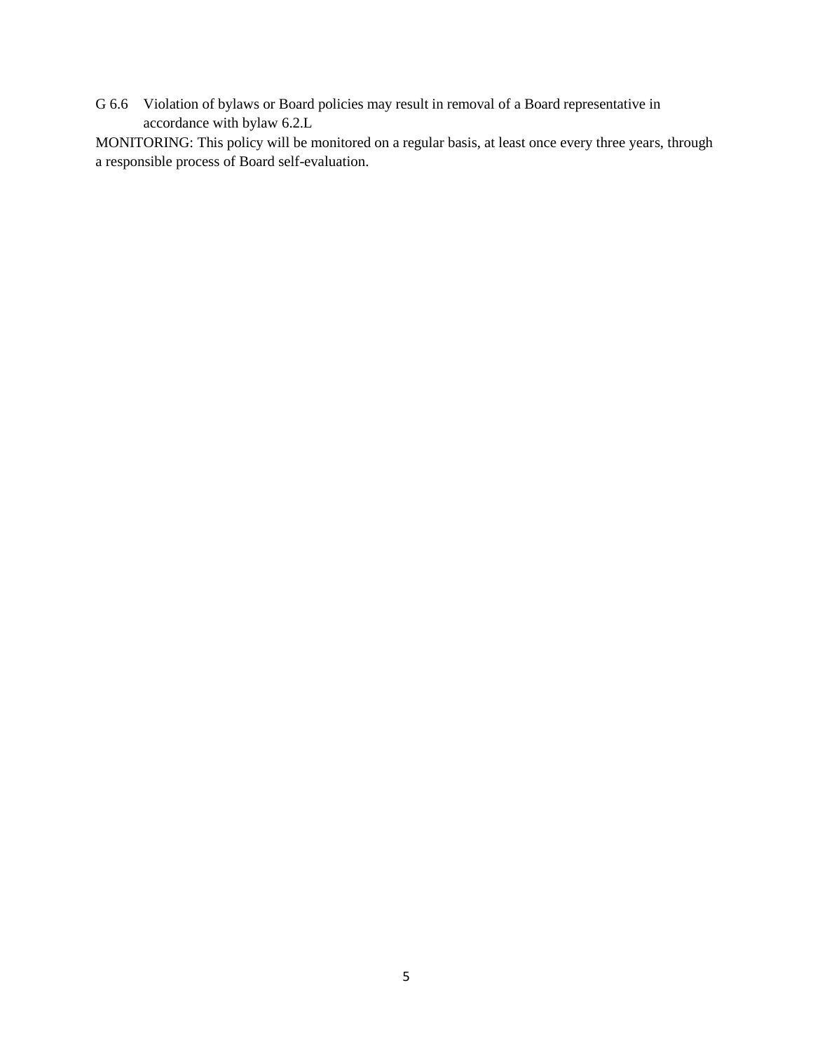G 6.6 Violation of bylaws or Board policies may result in removal of a Board representative in accordance with bylaw 6.2.L

MONITORING: This policy will be monitored on a regular basis, at least once every three years, through a responsible process of Board self-evaluation.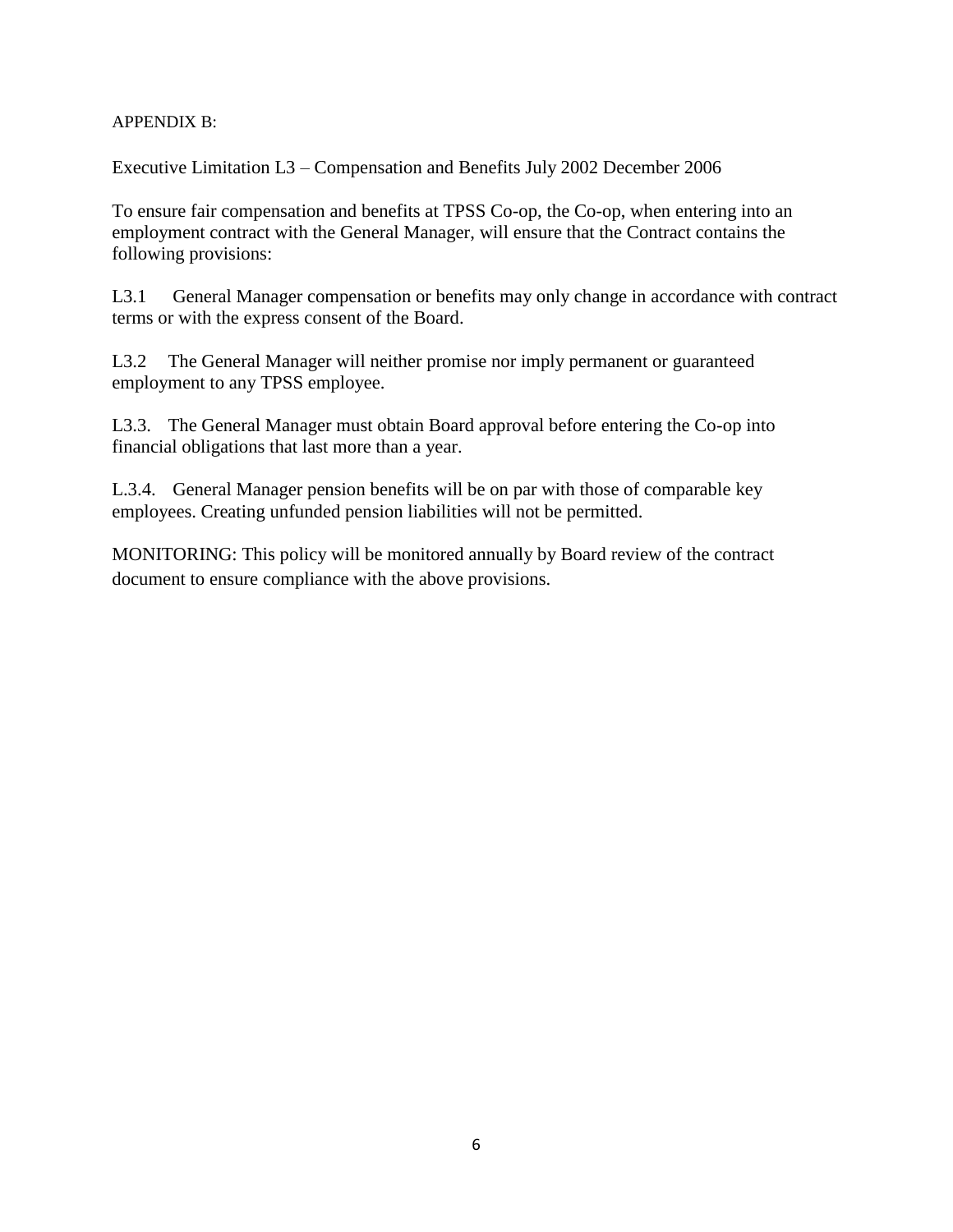APPENDIX B:

Executive Limitation L3 – Compensation and Benefits July 2002 December 2006

To ensure fair compensation and benefits at TPSS Co-op, the Co-op, when entering into an employment contract with the General Manager, will ensure that the Contract contains the following provisions:

L3.1 General Manager compensation or benefits may only change in accordance with contract terms or with the express consent of the Board.

L3.2 The General Manager will neither promise nor imply permanent or guaranteed employment to any TPSS employee.

L3.3. The General Manager must obtain Board approval before entering the Co-op into financial obligations that last more than a year.

L.3.4. General Manager pension benefits will be on par with those of comparable key employees. Creating unfunded pension liabilities will not be permitted.

MONITORING: This policy will be monitored annually by Board review of the contract document to ensure compliance with the above provisions.